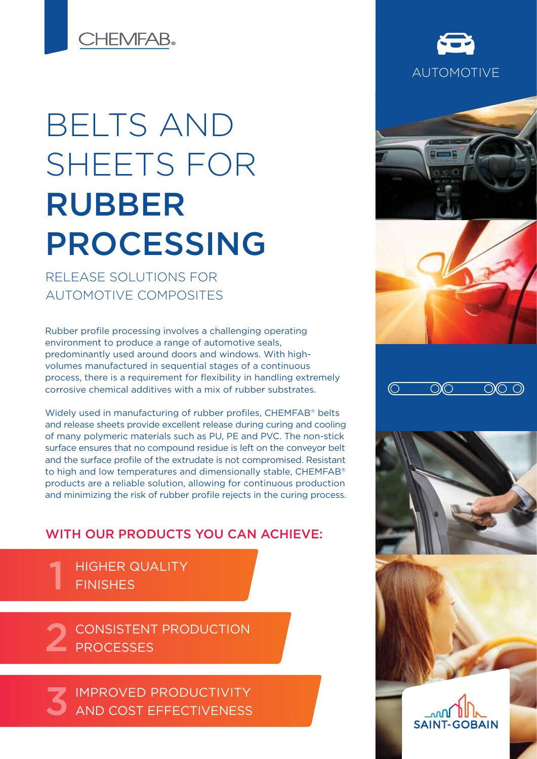CHEMFAB®

AUTOMOTIVE

# BELTS AND SHEETS FOR **RUBBER PROCESSING**

## RELEASE SOLUTIONS FOR AUTOMOTIVE COMPOSITES

Rubber profile processing involves a challenging operating environment to produce a range of automotive seals, predominantly used around doors and windows. With high-volumes manufactured in sequential stages of a continuous process, there is a requirement for flexibility in handling extremely corrosive chemical additives with a mix of rubber substrates.

Widely used in manufacturing of rubber profiles, CHEMFAB® belts and release sheets provide excellent release during curing and cooling of many polymeric materials such as PU, PE and PVC. The non-stick surface ensures that no compound residue is left on the conveyor belt and the surface profile of the extrudate is not compromised. Resistant to high and low temperatures and dimensionally stable, CHEMFAB® products are a reliable solution, allowing for continuous production and minimizing the risk of rubber profile rejects in the curing process.

## WITH OUR PRODUCTS YOU CAN ACHIEVE:

1. HIGHER QUALITY FINISHES
2. CONSISTENT PRODUCTION PROCESSES
3. IMPROVED PRODUCTIVITY AND COST EFFECTIVENESS

SAINT-GOBAIN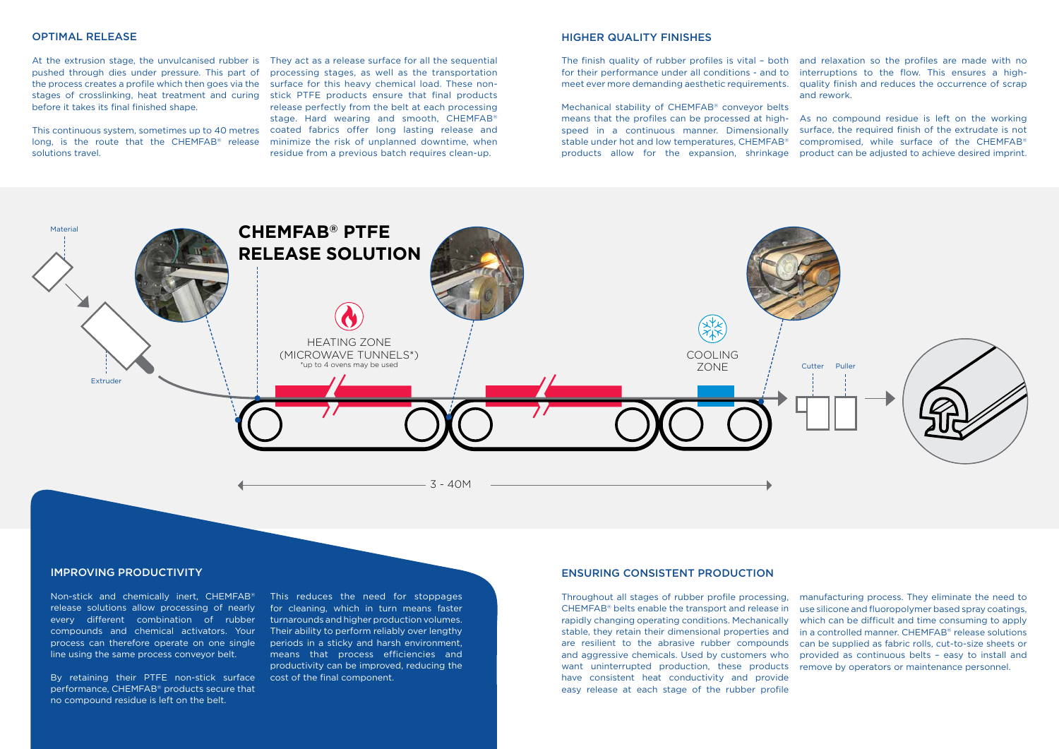## OPTIMAL RELEASE

At the extrusion stage, the unvulcanised rubber is pushed through dies under pressure. This part of the process creates a profile which then goes via the stages of crosslinking, heat treatment and curing before it takes its final finished shape.

This continuous system, sometimes up to 40 metres long, is the route that the CHEMFAB® release solutions travel.

They act as a release surface for all the sequential processing stages, as well as the transportation surface for this heavy chemical load. These non-stick PTFE products ensure that final products release perfectly from the belt at each processing stage. Hard wearing and smooth, CHEMFAB® coated fabrics offer long lasting release and minimize the risk of unplanned downtime, when residue from a previous batch requires clean-up.

## HIGHER QUALITY FINISHES

The finish quality of rubber profiles is vital – both for their performance under all conditions - and to meet ever more demanding aesthetic requirements.

Mechanical stability of CHEMFAB® conveyor belts means that the profiles can be processed at high-speed in a continuous manner. Dimensionally stable under hot and low temperatures, CHEMFAB® products allow for the expansion, shrinkage and relaxation so the profiles are made with no interruptions to the flow. This ensures a high-quality finish and reduces the occurrence of scrap and rework.

As no compound residue is left on the working surface, the required finish of the extrudate is not compromised, while surface of the CHEMFAB® product can be adjusted to achieve desired imprint.

**CHEMFAB® PTFE RELEASE SOLUTION**

Material

Extruder

HEATING ZONE (MICROWAVE TUNNELS*)
*up to 4 ovens may be used

COOLING ZONE

Cutter

Puller

3 - 40M

## IMPROVING PRODUCTIVITY

Non-stick and chemically inert, CHEMFAB® release solutions allow processing of nearly every different combination of rubber compounds and chemical activators. Your process can therefore operate on one single line using the same process conveyor belt.

By retaining their PTFE non-stick surface performance, CHEMFAB® products secure that no compound residue is left on the belt.

This reduces the need for stoppages for cleaning, which in turn means faster turnarounds and higher production volumes. Their ability to perform reliably over lengthy periods in a sticky and harsh environment, means that process efficiencies and productivity can be improved, reducing the cost of the final component.

## ENSURING CONSISTENT PRODUCTION

Throughout all stages of rubber profile processing, CHEMFAB® belts enable the transport and release in rapidly changing operating conditions. Mechanically stable, they retain their dimensional properties and are resilient to the abrasive rubber compounds and aggressive chemicals. Used by customers who want uninterrupted production, these products have consistent heat conductivity and provide easy release at each stage of the rubber profile manufacturing process. They eliminate the need to use silicone and fluoropolymer based spray coatings, which can be difficult and time consuming to apply in a controlled manner. CHEMFAB® release solutions can be supplied as fabric rolls, cut-to-size sheets or provided as continuous belts – easy to install and remove by operators or maintenance personnel.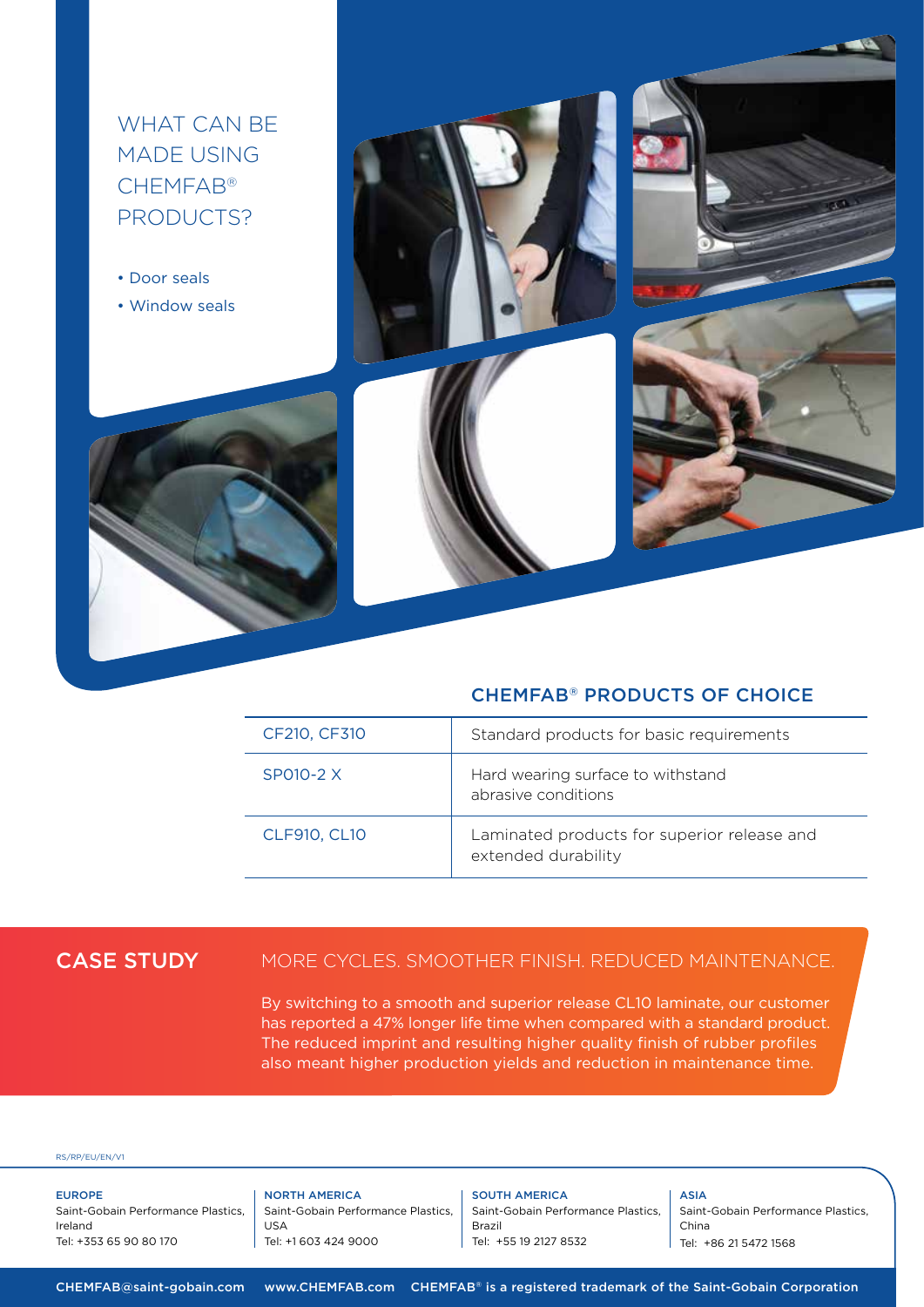## WHAT CAN BE MADE USING CHEMFAB® PRODUCTS?

- Door seals
- Window seals

### CHEMFAB® PRODUCTS OF CHOICE

| | |
|---|---|
| CF210, CF310 | Standard products for basic requirements |
| SP010-2 X | Hard wearing surface to withstand abrasive conditions |
| CLF910, CL10 | Laminated products for superior release and extended durability |

## CASE STUDY

### MORE CYCLES. SMOOTHER FINISH. REDUCED MAINTENANCE.

By switching to a smooth and superior release CL10 laminate, our customer has reported a 47% longer life time when compared with a standard product. The reduced imprint and resulting higher quality finish of rubber profiles also meant higher production yields and reduction in maintenance time.

RS/RP/EU/EN/V1

**EUROPE**
Saint-Gobain Performance Plastics, Ireland
Tel: +353 65 90 80 170

**NORTH AMERICA**
Saint-Gobain Performance Plastics, USA
Tel: +1 603 424 9000

**SOUTH AMERICA**
Saint-Gobain Performance Plastics, Brazil
Tel: +55 19 2127 8532

**ASIA**
Saint-Gobain Performance Plastics, China
Tel: +86 21 5472 1568

CHEMFAB@saint-gobain.com  www.CHEMFAB.com  CHEMFAB® is a registered trademark of the Saint-Gobain Corporation